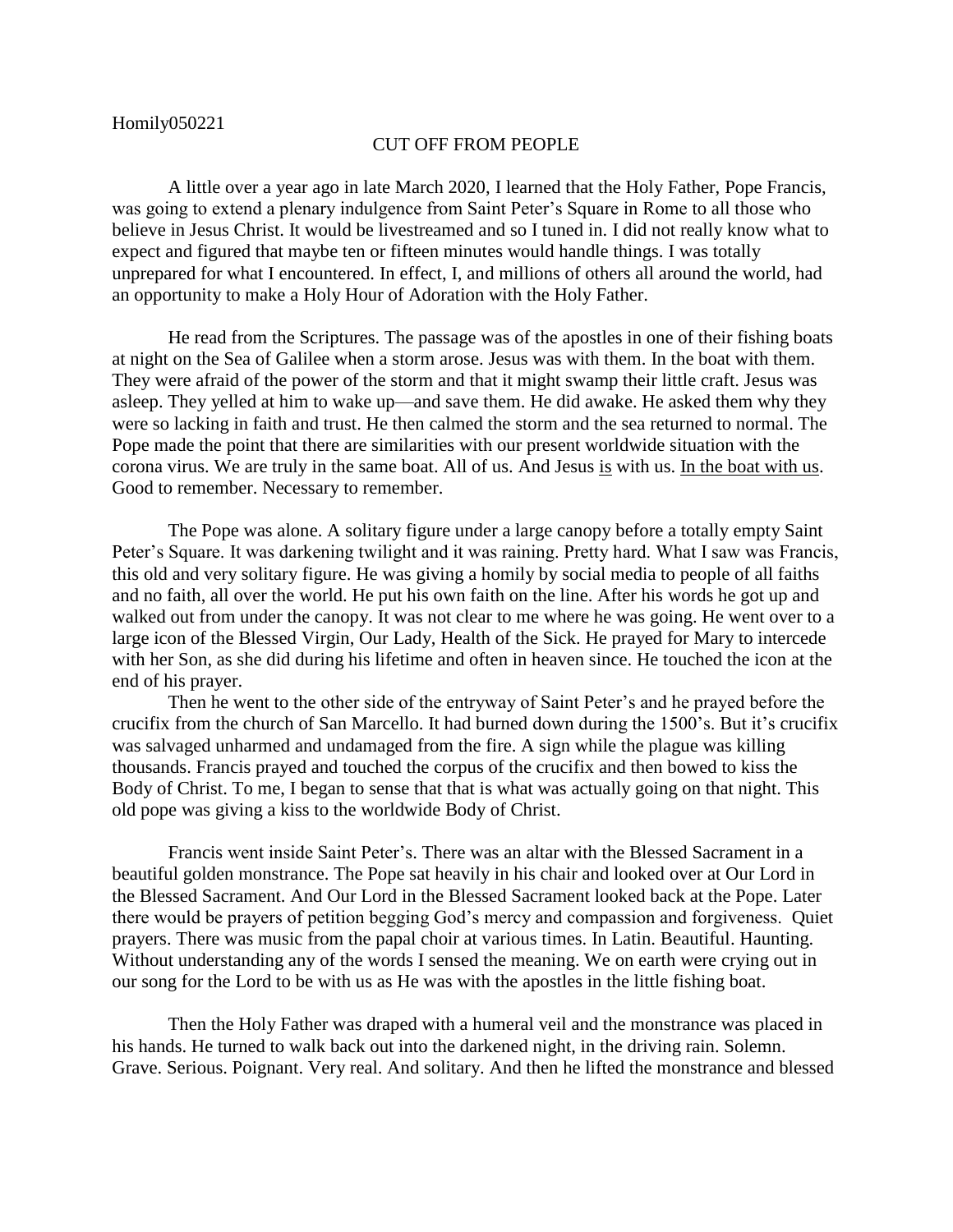Homily050221

# CUT OFF FROM PEOPLE

A little over a year ago in late March 2020, I learned that the Holy Father, Pope Francis, was going to extend a plenary indulgence from Saint Peter's Square in Rome to all those who believe in Jesus Christ. It would be livestreamed and so I tuned in. I did not really know what to expect and figured that maybe ten or fifteen minutes would handle things. I was totally unprepared for what I encountered. In effect, I, and millions of others all around the world, had an opportunity to make a Holy Hour of Adoration with the Holy Father.

He read from the Scriptures. The passage was of the apostles in one of their fishing boats at night on the Sea of Galilee when a storm arose. Jesus was with them. In the boat with them. They were afraid of the power of the storm and that it might swamp their little craft. Jesus was asleep. They yelled at him to wake up—and save them. He did awake. He asked them why they were so lacking in faith and trust. He then calmed the storm and the sea returned to normal. The Pope made the point that there are similarities with our present worldwide situation with the corona virus. We are truly in the same boat. All of us. And Jesus <u>is</u> with us. <u>In the boat with us</u>. Good to remember. Necessary to remember.

The Pope was alone. A solitary figure under a large canopy before a totally empty Saint Peter's Square. It was darkening twilight and it was raining. Pretty hard. What I saw was Francis, this old and very solitary figure. He was giving a homily by social media to people of all faiths and no faith, all over the world. He put his own faith on the line. After his words he got up and walked out from under the canopy. It was not clear to me where he was going. He went over to a large icon of the Blessed Virgin, Our Lady, Health of the Sick. He prayed for Mary to intercede with her Son, as she did during his lifetime and often in heaven since. He touched the icon at the end of his prayer.

Then he went to the other side of the entryway of Saint Peter's and he prayed before the crucifix from the church of San Marcello. It had burned down during the 1500's. But it's crucifix was salvaged unharmed and undamaged from the fire. A sign while the plague was killing thousands. Francis prayed and touched the corpus of the crucifix and then bowed to kiss the Body of Christ. To me, I began to sense that that is what was actually going on that night. This old pope was giving a kiss to the worldwide Body of Christ.

Francis went inside Saint Peter's. There was an altar with the Blessed Sacrament in a beautiful golden monstrance. The Pope sat heavily in his chair and looked over at Our Lord in the Blessed Sacrament. And Our Lord in the Blessed Sacrament looked back at the Pope. Later there would be prayers of petition begging God's mercy and compassion and forgiveness. Quiet prayers. There was music from the papal choir at various times. In Latin. Beautiful. Haunting. Without understanding any of the words I sensed the meaning. We on earth were crying out in our song for the Lord to be with us as He was with the apostles in the little fishing boat.

Then the Holy Father was draped with a humeral veil and the monstrance was placed in his hands. He turned to walk back out into the darkened night, in the driving rain. Solemn. Grave. Serious. Poignant. Very real. And solitary. And then he lifted the monstrance and blessed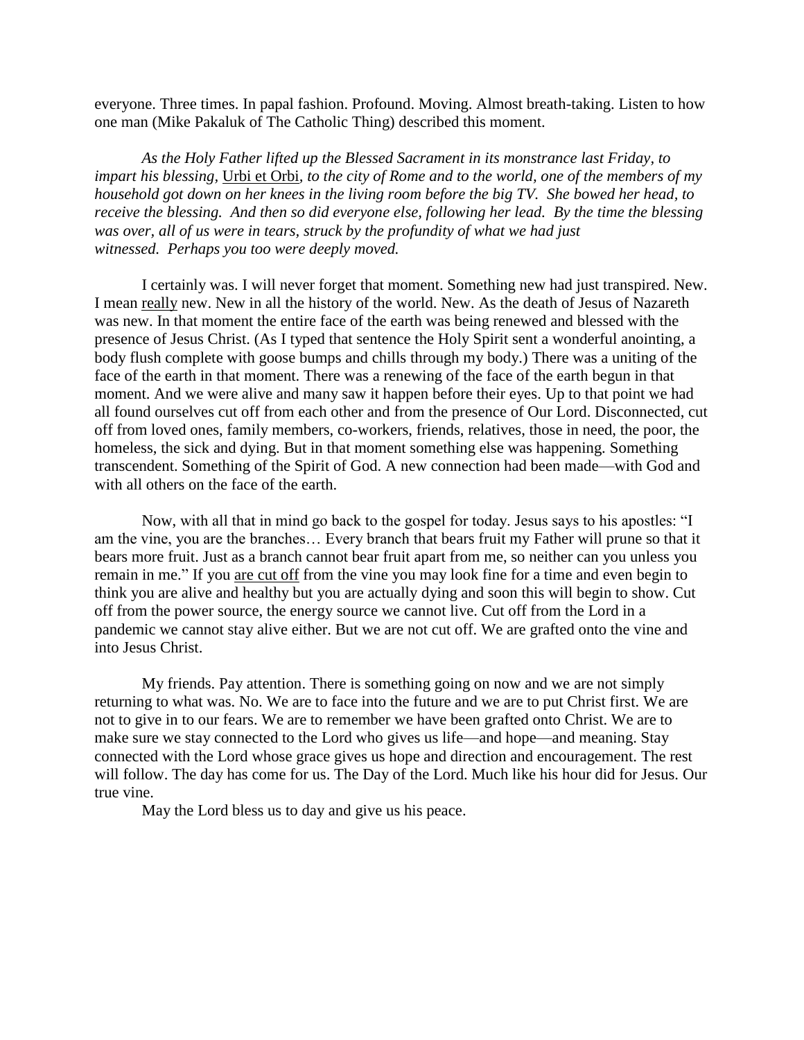everyone. Three times. In papal fashion. Profound. Moving. Almost breath-taking. Listen to how one man (Mike Pakaluk of The Catholic Thing) described this moment.

*As the Holy Father lifted up the Blessed Sacrament in its monstrance last Friday, to impart his blessing,* Urbi et Orbi, *to the city of Rome and to the world, one of the members of my household got down on her knees in the living room before the big TV. She bowed her head, to receive the blessing. And then so did everyone else, following her lead. By the time the blessing was over, all of us were in tears, struck by the profundity of what we had just witnessed. Perhaps you too were deeply moved.*

I certainly was. I will never forget that moment. Something new had just transpired. New. I mean really new. New in all the history of the world. New. As the death of Jesus of Nazareth was new. In that moment the entire face of the earth was being renewed and blessed with the presence of Jesus Christ. (As I typed that sentence the Holy Spirit sent a wonderful anointing, a body flush complete with goose bumps and chills through my body.) There was a uniting of the face of the earth in that moment. There was a renewing of the face of the earth begun in that moment. And we were alive and many saw it happen before their eyes. Up to that point we had all found ourselves cut off from each other and from the presence of Our Lord. Disconnected, cut off from loved ones, family members, co-workers, friends, relatives, those in need, the poor, the homeless, the sick and dying. But in that moment something else was happening. Something transcendent. Something of the Spirit of God. A new connection had been made—with God and with all others on the face of the earth.

Now, with all that in mind go back to the gospel for today. Jesus says to his apostles: "I am the vine, you are the branches… Every branch that bears fruit my Father will prune so that it bears more fruit. Just as a branch cannot bear fruit apart from me, so neither can you unless you remain in me." If you are cut off from the vine you may look fine for a time and even begin to think you are alive and healthy but you are actually dying and soon this will begin to show. Cut off from the power source, the energy source we cannot live. Cut off from the Lord in a pandemic we cannot stay alive either. But we are not cut off. We are grafted onto the vine and into Jesus Christ.

My friends. Pay attention. There is something going on now and we are not simply returning to what was. No. We are to face into the future and we are to put Christ first. We are not to give in to our fears. We are to remember we have been grafted onto Christ. We are to make sure we stay connected to the Lord who gives us life—and hope—and meaning. Stay connected with the Lord whose grace gives us hope and direction and encouragement. The rest will follow. The day has come for us. The Day of the Lord. Much like his hour did for Jesus. Our true vine.

May the Lord bless us to day and give us his peace.